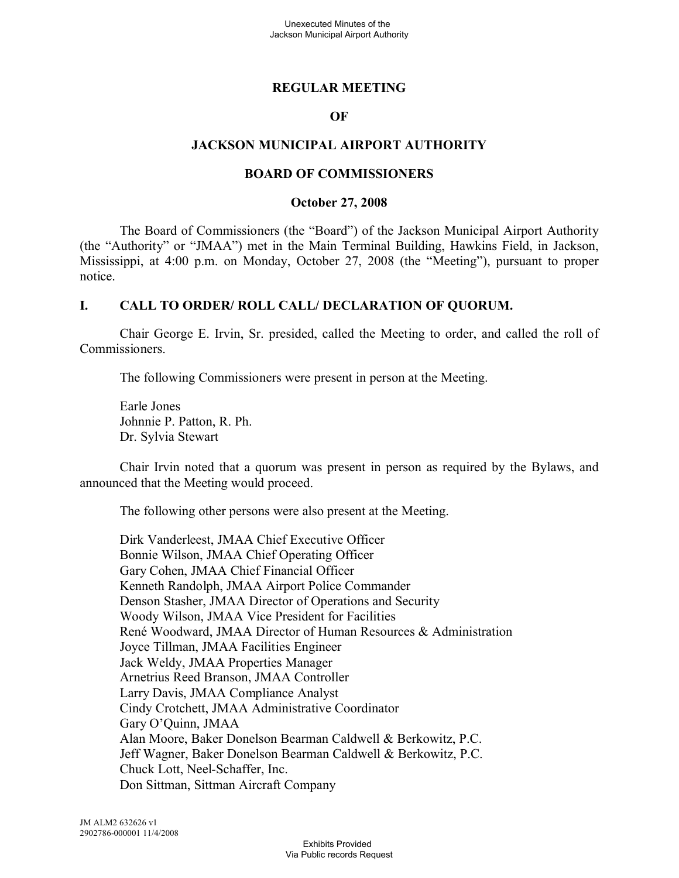# REGULAR MEETING

# OF

# JACKSON MUNICIPAL AIRPORT AUTHORITY

# BOARD OF COMMISSIONERS

**October 27, 2008**

The Board of Commissioners (the "Board") of the Jackson Municipal Airport Authority (the "Authority" or "JMAA") met in the Main Terminal Building, Hawkins Field, in Jackson, Mississippi, at 4:00 p.m. on Monday, October 27, 2008 (the "Meeting"), pursuant to proper notice.

## I. CALL TO ORDER/ ROLL CALL/ DECLARATION OF QUORUM.

Chair George E. Irvin, Sr. presided, called the Meeting to order, and called the roll of Commissioners.

The following Commissioners were present in person at the Meeting.

Earle Jones
Johnnie P. Patton, R. Ph.
Dr. Sylvia Stewart

Chair Irvin noted that a quorum was present in person as required by the Bylaws, and announced that the Meeting would proceed.

The following other persons were also present at the Meeting.

Dirk Vanderleest, JMAA Chief Executive Officer
Bonnie Wilson, JMAA Chief Operating Officer
Gary Cohen, JMAA Chief Financial Officer
Kenneth Randolph, JMAA Airport Police Commander
Denson Stasher, JMAA Director of Operations and Security
Woody Wilson, JMAA Vice President for Facilities
René Woodward, JMAA Director of Human Resources & Administration
Joyce Tillman, JMAA Facilities Engineer
Jack Weldy, JMAA Properties Manager
Arnetrius Reed Branson, JMAA Controller
Larry Davis, JMAA Compliance Analyst
Cindy Crotchett, JMAA Administrative Coordinator
Gary O'Quinn, JMAA
Alan Moore, Baker Donelson Bearman Caldwell & Berkowitz, P.C.
Jeff Wagner, Baker Donelson Bearman Caldwell & Berkowitz, P.C.
Chuck Lott, Neel-Schaffer, Inc.
Don Sittman, Sittman Aircraft Company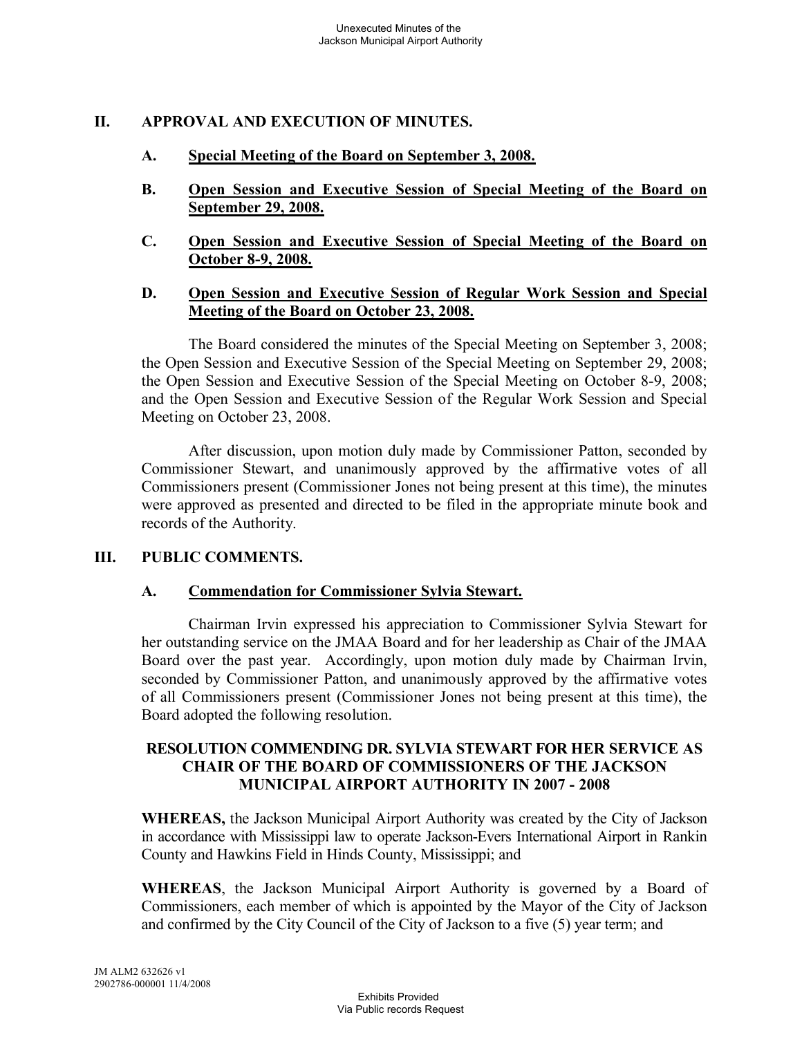## II. APPROVAL AND EXECUTION OF MINUTES.

### A. Special Meeting of the Board on September 3, 2008.

### B. Open Session and Executive Session of Special Meeting of the Board on September 29, 2008.

### C. Open Session and Executive Session of Special Meeting of the Board on October 8-9, 2008.

### D. Open Session and Executive Session of Regular Work Session and Special Meeting of the Board on October 23, 2008.

The Board considered the minutes of the Special Meeting on September 3, 2008; the Open Session and Executive Session of the Special Meeting on September 29, 2008; the Open Session and Executive Session of the Special Meeting on October 8-9, 2008; and the Open Session and Executive Session of the Regular Work Session and Special Meeting on October 23, 2008.

After discussion, upon motion duly made by Commissioner Patton, seconded by Commissioner Stewart, and unanimously approved by the affirmative votes of all Commissioners present (Commissioner Jones not being present at this time), the minutes were approved as presented and directed to be filed in the appropriate minute book and records of the Authority.

## III. PUBLIC COMMENTS.

### A. Commendation for Commissioner Sylvia Stewart.

Chairman Irvin expressed his appreciation to Commissioner Sylvia Stewart for her outstanding service on the JMAA Board and for her leadership as Chair of the JMAA Board over the past year. Accordingly, upon motion duly made by Chairman Irvin, seconded by Commissioner Patton, and unanimously approved by the affirmative votes of all Commissioners present (Commissioner Jones not being present at this time), the Board adopted the following resolution.

**RESOLUTION COMMENDING DR. SYLVIA STEWART FOR HER SERVICE AS CHAIR OF THE BOARD OF COMMISSIONERS OF THE JACKSON MUNICIPAL AIRPORT AUTHORITY IN 2007 - 2008**

**WHEREAS,** the Jackson Municipal Airport Authority was created by the City of Jackson in accordance with Mississippi law to operate Jackson-Evers International Airport in Rankin County and Hawkins Field in Hinds County, Mississippi; and

**WHEREAS**, the Jackson Municipal Airport Authority is governed by a Board of Commissioners, each member of which is appointed by the Mayor of the City of Jackson and confirmed by the City Council of the City of Jackson to a five (5) year term; and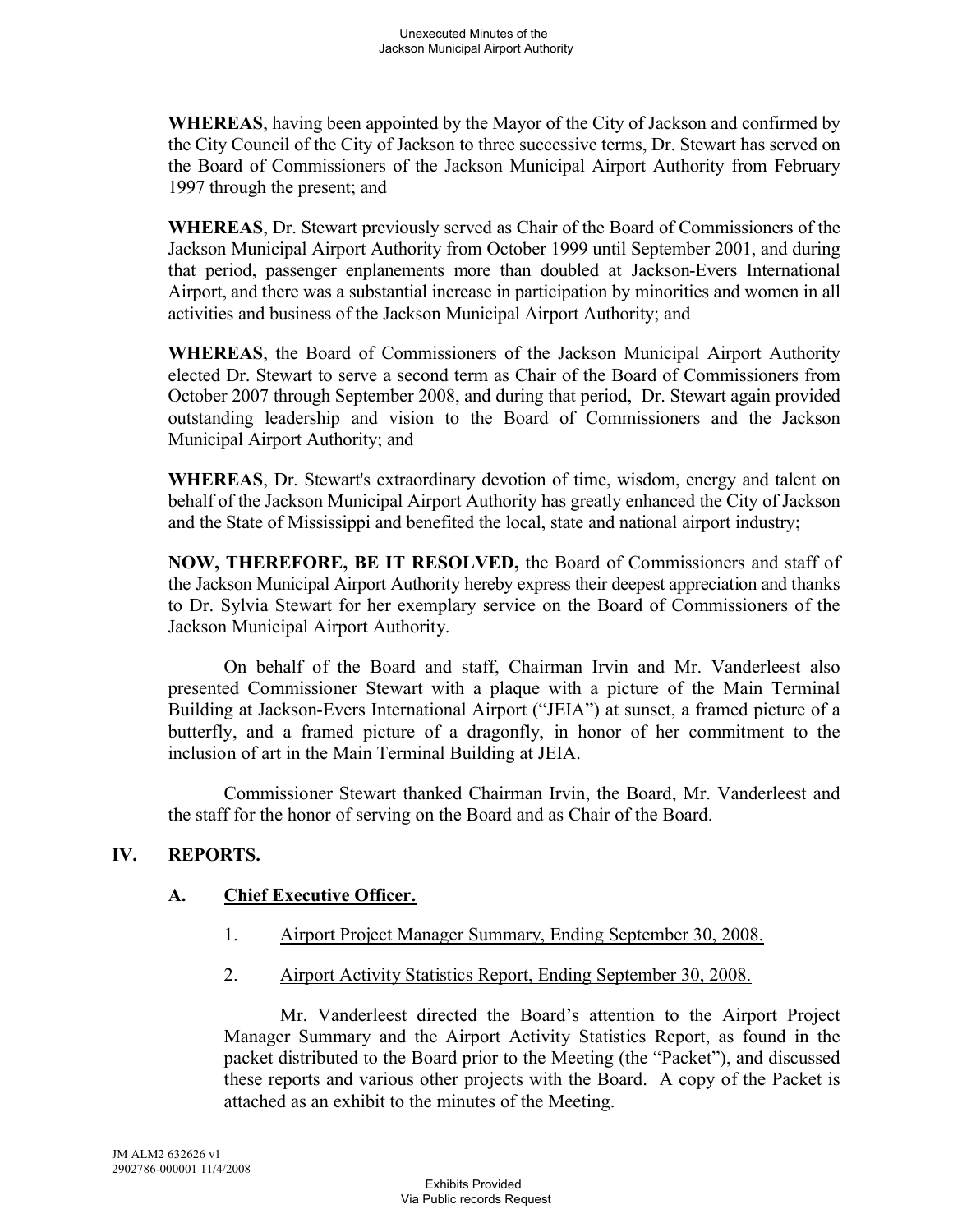**WHEREAS**, having been appointed by the Mayor of the City of Jackson and confirmed by the City Council of the City of Jackson to three successive terms, Dr. Stewart has served on the Board of Commissioners of the Jackson Municipal Airport Authority from February 1997 through the present; and

**WHEREAS**, Dr. Stewart previously served as Chair of the Board of Commissioners of the Jackson Municipal Airport Authority from October 1999 until September 2001, and during that period, passenger enplanements more than doubled at Jackson-Evers International Airport, and there was a substantial increase in participation by minorities and women in all activities and business of the Jackson Municipal Airport Authority; and

**WHEREAS**, the Board of Commissioners of the Jackson Municipal Airport Authority elected Dr. Stewart to serve a second term as Chair of the Board of Commissioners from October 2007 through September 2008, and during that period, Dr. Stewart again provided outstanding leadership and vision to the Board of Commissioners and the Jackson Municipal Airport Authority; and

**WHEREAS**, Dr. Stewart's extraordinary devotion of time, wisdom, energy and talent on behalf of the Jackson Municipal Airport Authority has greatly enhanced the City of Jackson and the State of Mississippi and benefited the local, state and national airport industry;

**NOW, THEREFORE, BE IT RESOLVED,** the Board of Commissioners and staff of the Jackson Municipal Airport Authority hereby express their deepest appreciation and thanks to Dr. Sylvia Stewart for her exemplary service on the Board of Commissioners of the Jackson Municipal Airport Authority.

On behalf of the Board and staff, Chairman Irvin and Mr. Vanderleest also presented Commissioner Stewart with a plaque with a picture of the Main Terminal Building at Jackson-Evers International Airport ("JEIA") at sunset, a framed picture of a butterfly, and a framed picture of a dragonfly, in honor of her commitment to the inclusion of art in the Main Terminal Building at JEIA.

Commissioner Stewart thanked Chairman Irvin, the Board, Mr. Vanderleest and the staff for the honor of serving on the Board and as Chair of the Board.

## IV. REPORTS.

### A. Chief Executive Officer.

1. Airport Project Manager Summary, Ending September 30, 2008.

2. Airport Activity Statistics Report, Ending September 30, 2008.

Mr. Vanderleest directed the Board's attention to the Airport Project Manager Summary and the Airport Activity Statistics Report, as found in the packet distributed to the Board prior to the Meeting (the "Packet"), and discussed these reports and various other projects with the Board. A copy of the Packet is attached as an exhibit to the minutes of the Meeting.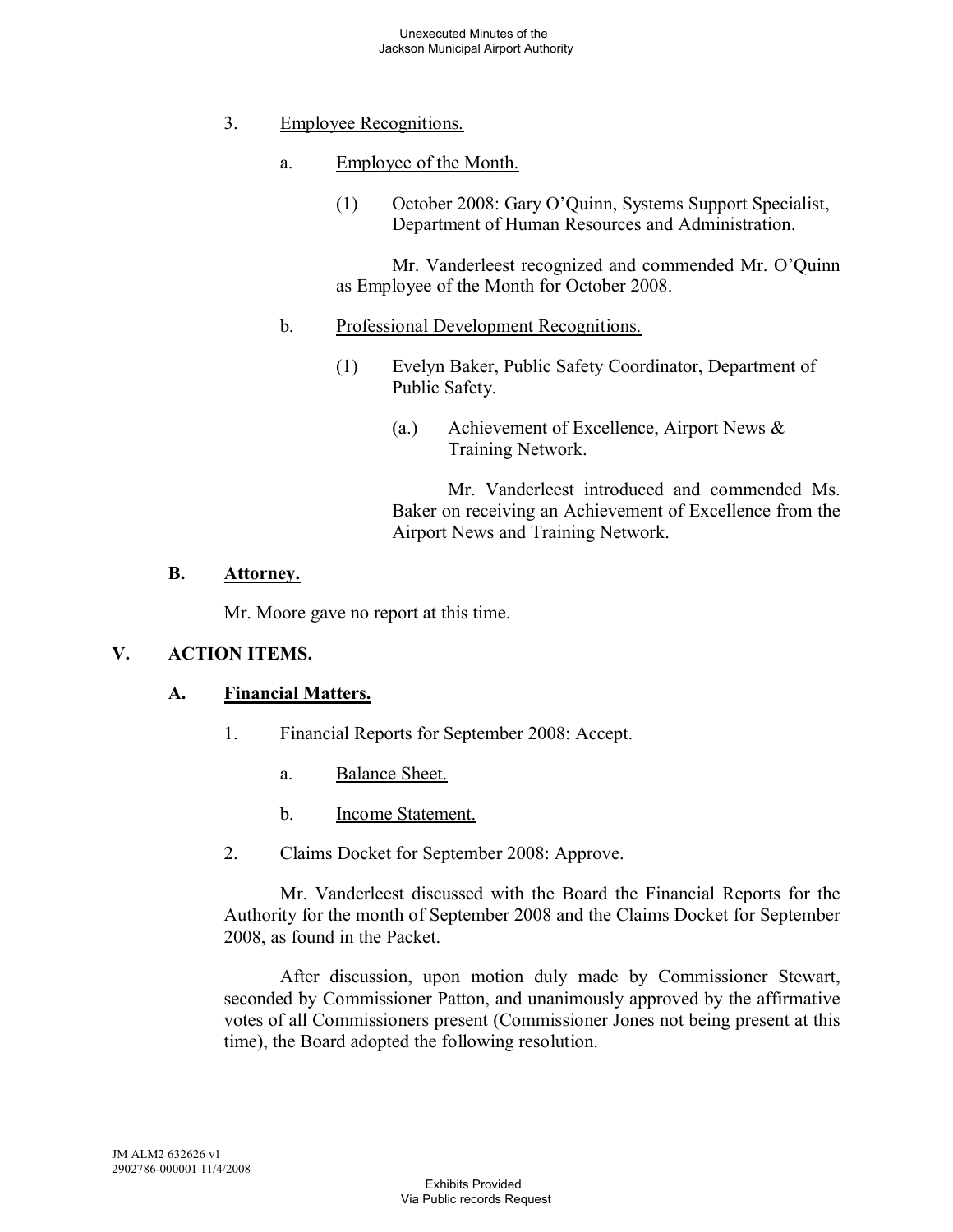3. Employee Recognitions.

   a. Employee of the Month.

      (1) October 2008: Gary O'Quinn, Systems Support Specialist, Department of Human Resources and Administration.

      Mr. Vanderleest recognized and commended Mr. O'Quinn as Employee of the Month for October 2008.

   b. Professional Development Recognitions.

      (1) Evelyn Baker, Public Safety Coordinator, Department of Public Safety.

         (a.) Achievement of Excellence, Airport News & Training Network.

         Mr. Vanderleest introduced and commended Ms. Baker on receiving an Achievement of Excellence from the Airport News and Training Network.

## B. Attorney.

Mr. Moore gave no report at this time.

# V. ACTION ITEMS.

## A. Financial Matters.

1. Financial Reports for September 2008: Accept.

   a. Balance Sheet.

   b. Income Statement.

2. Claims Docket for September 2008: Approve.

Mr. Vanderleest discussed with the Board the Financial Reports for the Authority for the month of September 2008 and the Claims Docket for September 2008, as found in the Packet.

After discussion, upon motion duly made by Commissioner Stewart, seconded by Commissioner Patton, and unanimously approved by the affirmative votes of all Commissioners present (Commissioner Jones not being present at this time), the Board adopted the following resolution.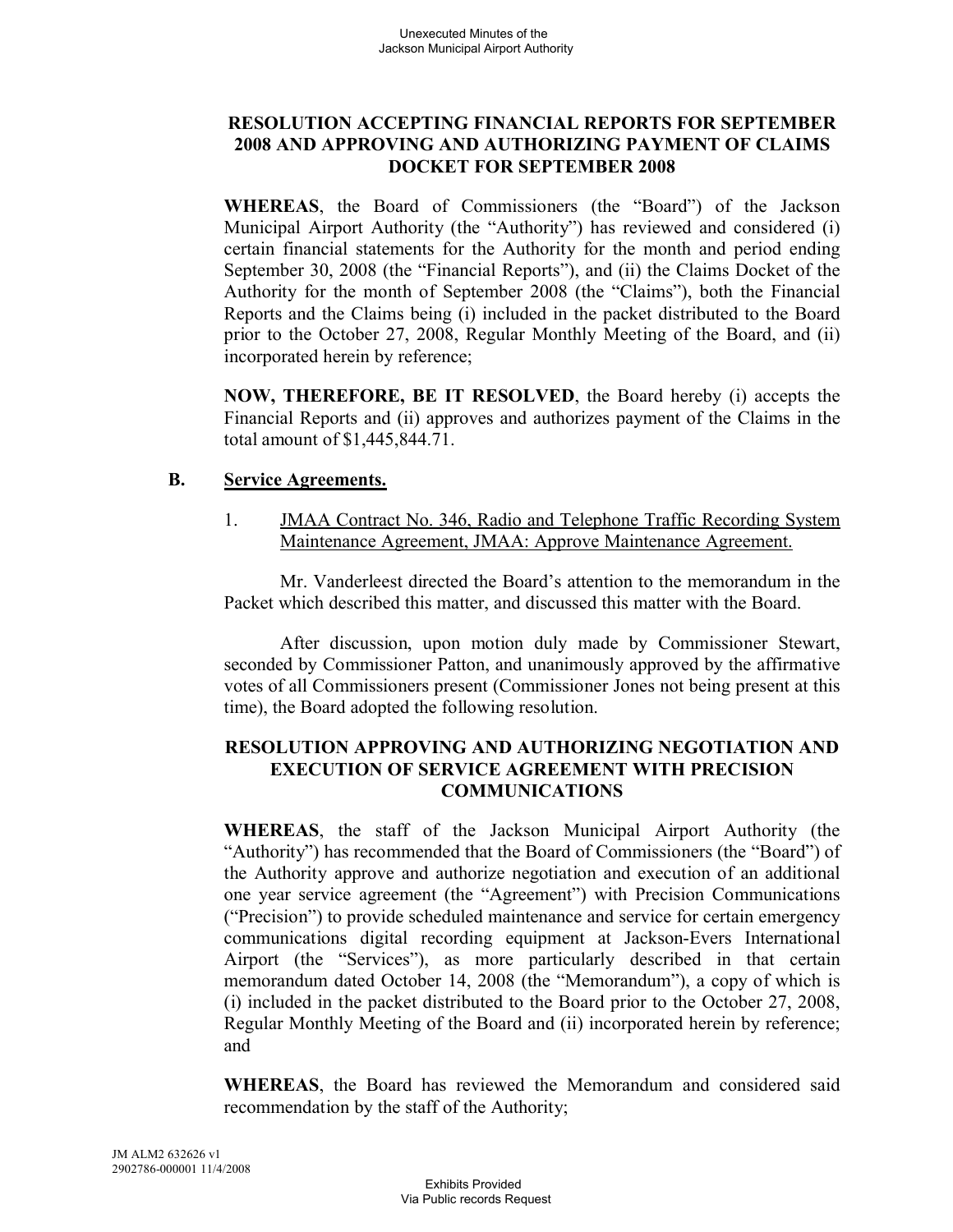**RESOLUTION ACCEPTING FINANCIAL REPORTS FOR SEPTEMBER 2008 AND APPROVING AND AUTHORIZING PAYMENT OF CLAIMS DOCKET FOR SEPTEMBER 2008**

**WHEREAS**, the Board of Commissioners (the "Board") of the Jackson Municipal Airport Authority (the "Authority") has reviewed and considered (i) certain financial statements for the Authority for the month and period ending September 30, 2008 (the "Financial Reports"), and (ii) the Claims Docket of the Authority for the month of September 2008 (the "Claims"), both the Financial Reports and the Claims being (i) included in the packet distributed to the Board prior to the October 27, 2008, Regular Monthly Meeting of the Board, and (ii) incorporated herein by reference;

**NOW, THEREFORE, BE IT RESOLVED**, the Board hereby (i) accepts the Financial Reports and (ii) approves and authorizes payment of the Claims in the total amount of $1,445,844.71.

**B. Service Agreements.**

1. JMAA Contract No. 346, Radio and Telephone Traffic Recording System Maintenance Agreement, JMAA: Approve Maintenance Agreement.

Mr. Vanderleest directed the Board's attention to the memorandum in the Packet which described this matter, and discussed this matter with the Board.

After discussion, upon motion duly made by Commissioner Stewart, seconded by Commissioner Patton, and unanimously approved by the affirmative votes of all Commissioners present (Commissioner Jones not being present at this time), the Board adopted the following resolution.

**RESOLUTION APPROVING AND AUTHORIZING NEGOTIATION AND EXECUTION OF SERVICE AGREEMENT WITH PRECISION COMMUNICATIONS**

**WHEREAS**, the staff of the Jackson Municipal Airport Authority (the "Authority") has recommended that the Board of Commissioners (the "Board") of the Authority approve and authorize negotiation and execution of an additional one year service agreement (the "Agreement") with Precision Communications ("Precision") to provide scheduled maintenance and service for certain emergency communications digital recording equipment at Jackson-Evers International Airport (the "Services"), as more particularly described in that certain memorandum dated October 14, 2008 (the "Memorandum"), a copy of which is (i) included in the packet distributed to the Board prior to the October 27, 2008, Regular Monthly Meeting of the Board and (ii) incorporated herein by reference; and

**WHEREAS**, the Board has reviewed the Memorandum and considered said recommendation by the staff of the Authority;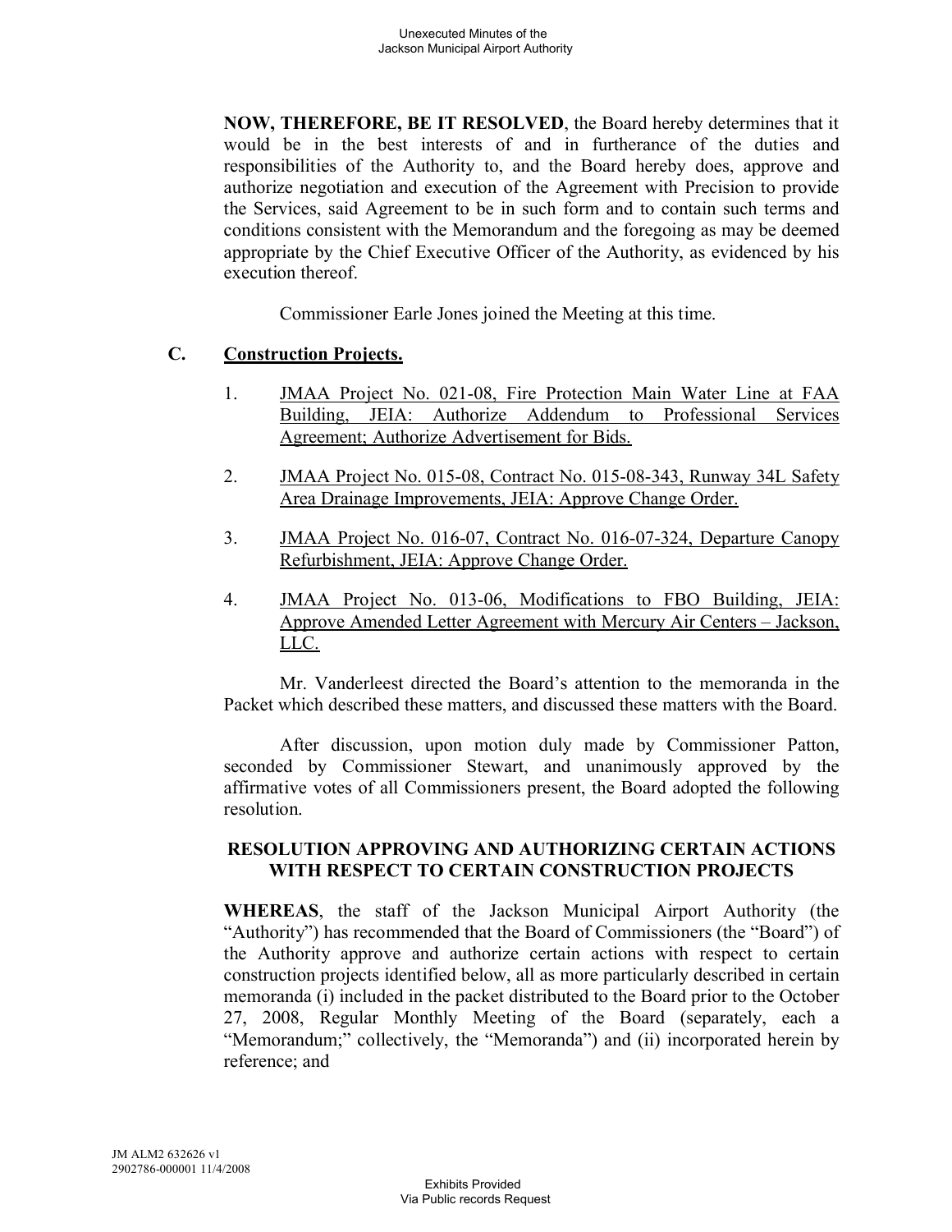**NOW, THEREFORE, BE IT RESOLVED**, the Board hereby determines that it would be in the best interests of and in furtherance of the duties and responsibilities of the Authority to, and the Board hereby does, approve and authorize negotiation and execution of the Agreement with Precision to provide the Services, said Agreement to be in such form and to contain such terms and conditions consistent with the Memorandum and the foregoing as may be deemed appropriate by the Chief Executive Officer of the Authority, as evidenced by his execution thereof.

Commissioner Earle Jones joined the Meeting at this time.

## C. Construction Projects.

1. JMAA Project No. 021-08, Fire Protection Main Water Line at FAA Building, JEIA: Authorize Addendum to Professional Services Agreement; Authorize Advertisement for Bids.

2. JMAA Project No. 015-08, Contract No. 015-08-343, Runway 34L Safety Area Drainage Improvements, JEIA: Approve Change Order.

3. JMAA Project No. 016-07, Contract No. 016-07-324, Departure Canopy Refurbishment, JEIA: Approve Change Order.

4. JMAA Project No. 013-06, Modifications to FBO Building, JEIA: Approve Amended Letter Agreement with Mercury Air Centers – Jackson, LLC.

Mr. Vanderleest directed the Board's attention to the memoranda in the Packet which described these matters, and discussed these matters with the Board.

After discussion, upon motion duly made by Commissioner Patton, seconded by Commissioner Stewart, and unanimously approved by the affirmative votes of all Commissioners present, the Board adopted the following resolution.

**RESOLUTION APPROVING AND AUTHORIZING CERTAIN ACTIONS WITH RESPECT TO CERTAIN CONSTRUCTION PROJECTS**

**WHEREAS**, the staff of the Jackson Municipal Airport Authority (the "Authority") has recommended that the Board of Commissioners (the "Board") of the Authority approve and authorize certain actions with respect to certain construction projects identified below, all as more particularly described in certain memoranda (i) included in the packet distributed to the Board prior to the October 27, 2008, Regular Monthly Meeting of the Board (separately, each a "Memorandum;" collectively, the "Memoranda") and (ii) incorporated herein by reference; and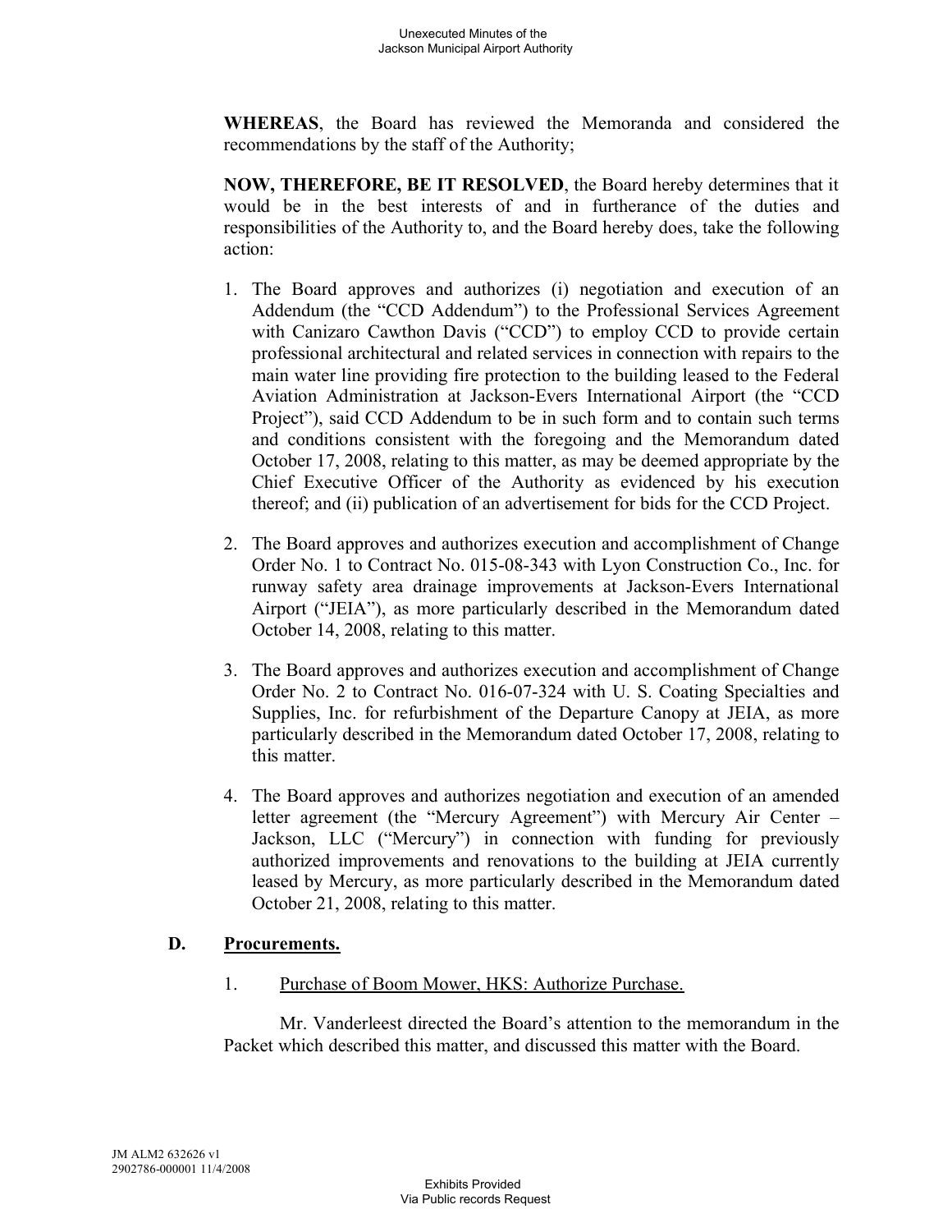**WHEREAS**, the Board has reviewed the Memoranda and considered the recommendations by the staff of the Authority;

**NOW, THEREFORE, BE IT RESOLVED**, the Board hereby determines that it would be in the best interests of and in furtherance of the duties and responsibilities of the Authority to, and the Board hereby does, take the following action:

1. The Board approves and authorizes (i) negotiation and execution of an Addendum (the "CCD Addendum") to the Professional Services Agreement with Canizaro Cawthon Davis ("CCD") to employ CCD to provide certain professional architectural and related services in connection with repairs to the main water line providing fire protection to the building leased to the Federal Aviation Administration at Jackson-Evers International Airport (the "CCD Project"), said CCD Addendum to be in such form and to contain such terms and conditions consistent with the foregoing and the Memorandum dated October 17, 2008, relating to this matter, as may be deemed appropriate by the Chief Executive Officer of the Authority as evidenced by his execution thereof; and (ii) publication of an advertisement for bids for the CCD Project.

2. The Board approves and authorizes execution and accomplishment of Change Order No. 1 to Contract No. 015-08-343 with Lyon Construction Co., Inc. for runway safety area drainage improvements at Jackson-Evers International Airport ("JEIA"), as more particularly described in the Memorandum dated October 14, 2008, relating to this matter.

3. The Board approves and authorizes execution and accomplishment of Change Order No. 2 to Contract No. 016-07-324 with U. S. Coating Specialties and Supplies, Inc. for refurbishment of the Departure Canopy at JEIA, as more particularly described in the Memorandum dated October 17, 2008, relating to this matter.

4. The Board approves and authorizes negotiation and execution of an amended letter agreement (the "Mercury Agreement") with Mercury Air Center – Jackson, LLC ("Mercury") in connection with funding for previously authorized improvements and renovations to the building at JEIA currently leased by Mercury, as more particularly described in the Memorandum dated October 21, 2008, relating to this matter.

### D. Procurements.

1. Purchase of Boom Mower, HKS: Authorize Purchase.

Mr. Vanderleest directed the Board's attention to the memorandum in the Packet which described this matter, and discussed this matter with the Board.

JM ALM2 632626 v1
2902786-000001 11/4/2008

Exhibits Provided
Via Public records Request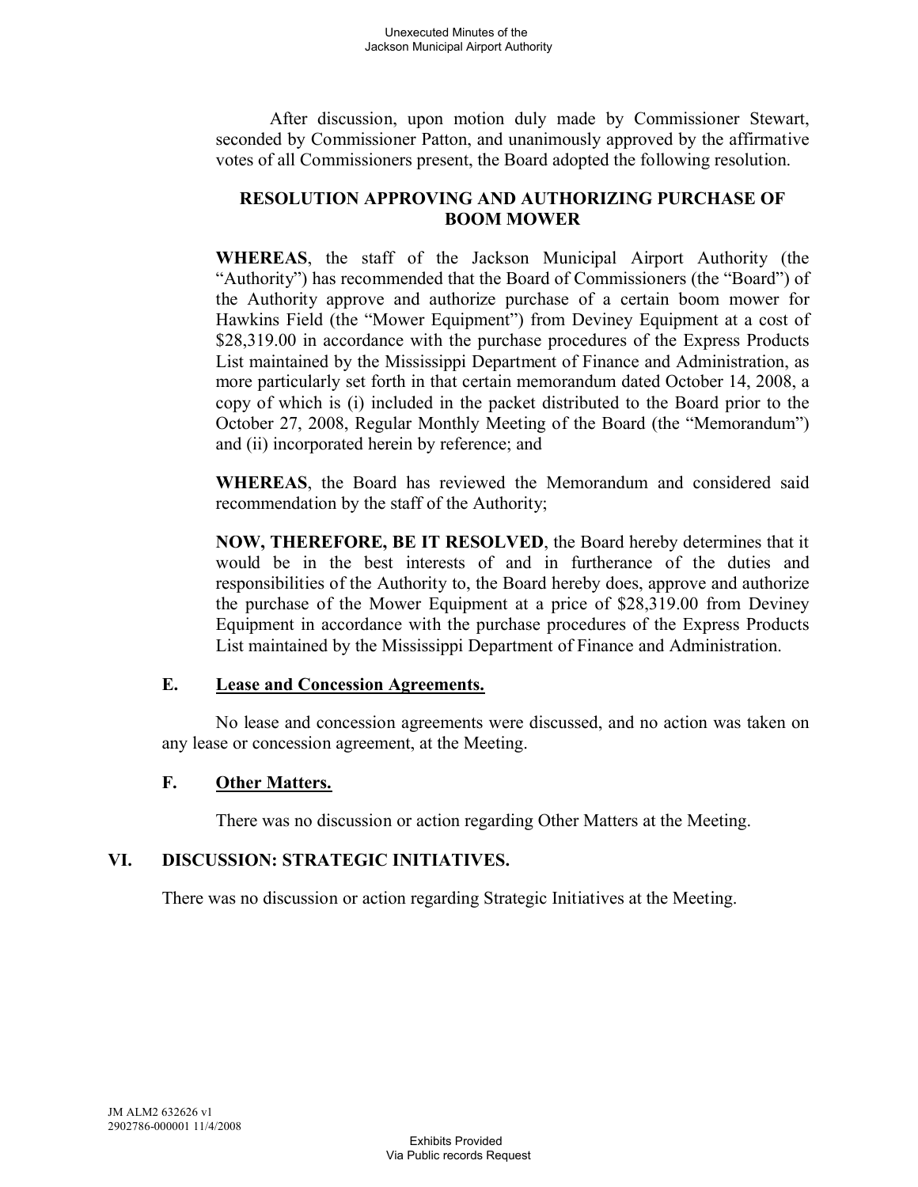After discussion, upon motion duly made by Commissioner Stewart, seconded by Commissioner Patton, and unanimously approved by the affirmative votes of all Commissioners present, the Board adopted the following resolution.

**RESOLUTION APPROVING AND AUTHORIZING PURCHASE OF BOOM MOWER**

**WHEREAS**, the staff of the Jackson Municipal Airport Authority (the "Authority") has recommended that the Board of Commissioners (the "Board") of the Authority approve and authorize purchase of a certain boom mower for Hawkins Field (the "Mower Equipment") from Deviney Equipment at a cost of $28,319.00 in accordance with the purchase procedures of the Express Products List maintained by the Mississippi Department of Finance and Administration, as more particularly set forth in that certain memorandum dated October 14, 2008, a copy of which is (i) included in the packet distributed to the Board prior to the October 27, 2008, Regular Monthly Meeting of the Board (the "Memorandum") and (ii) incorporated herein by reference; and

**WHEREAS**, the Board has reviewed the Memorandum and considered said recommendation by the staff of the Authority;

**NOW, THEREFORE, BE IT RESOLVED**, the Board hereby determines that it would be in the best interests of and in furtherance of the duties and responsibilities of the Authority to, the Board hereby does, approve and authorize the purchase of the Mower Equipment at a price of $28,319.00 from Deviney Equipment in accordance with the purchase procedures of the Express Products List maintained by the Mississippi Department of Finance and Administration.

### E. Lease and Concession Agreements.

No lease and concession agreements were discussed, and no action was taken on any lease or concession agreement, at the Meeting.

### F. Other Matters.

There was no discussion or action regarding Other Matters at the Meeting.

## VI. DISCUSSION: STRATEGIC INITIATIVES.

There was no discussion or action regarding Strategic Initiatives at the Meeting.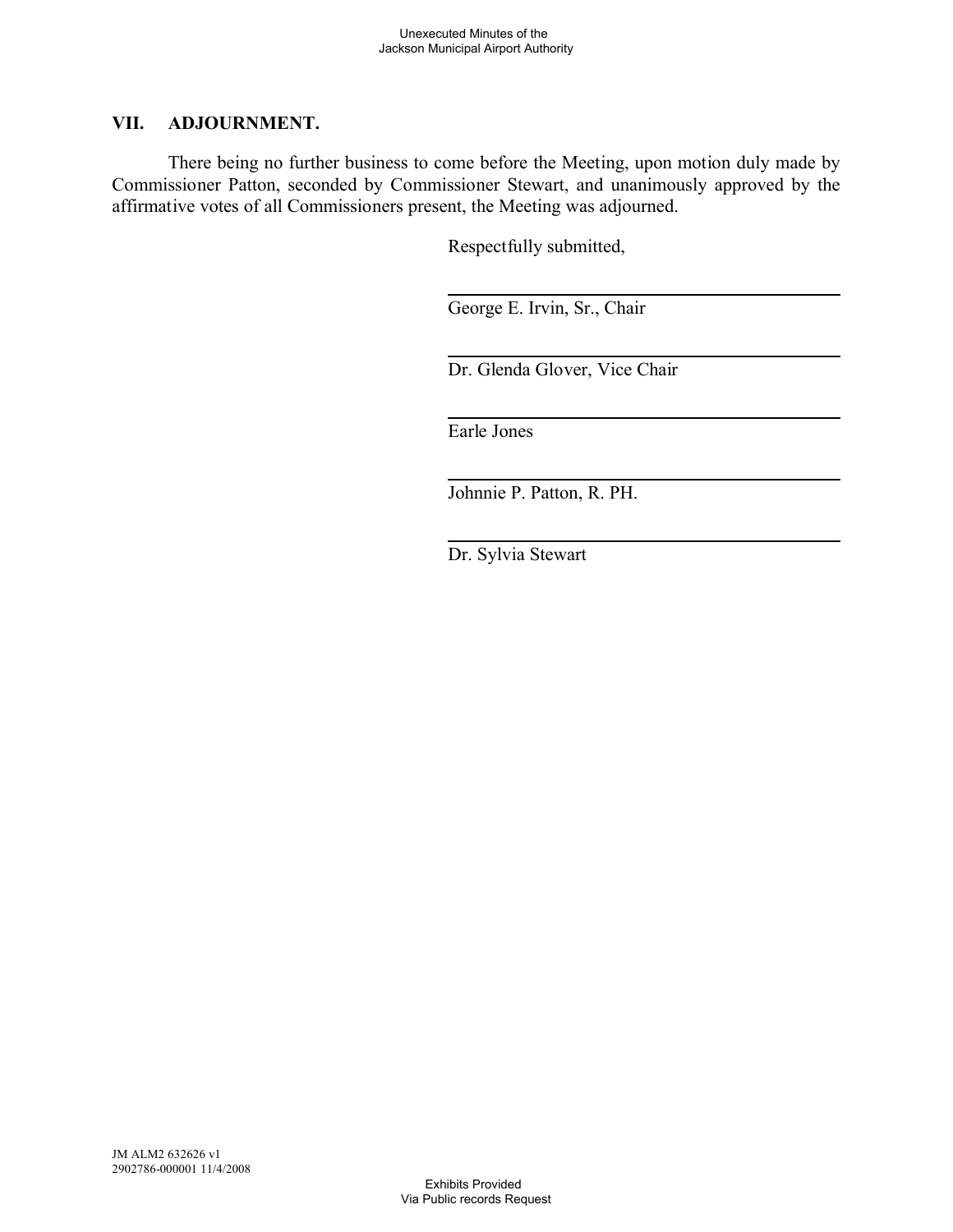## VII. ADJOURNMENT.

There being no further business to come before the Meeting, upon motion duly made by Commissioner Patton, seconded by Commissioner Stewart, and unanimously approved by the affirmative votes of all Commissioners present, the Meeting was adjourned.

Respectfully submitted,

\_\_\_\_\_\_\_\_\_\_\_\_\_\_\_\_\_\_\_\_\_\_\_\_\_\_\_\_\_\_\_\_\_\_\_\_\_\_\_\_

George E. Irvin, Sr., Chair

\_\_\_\_\_\_\_\_\_\_\_\_\_\_\_\_\_\_\_\_\_\_\_\_\_\_\_\_\_\_\_\_\_\_\_\_\_\_\_\_

Dr. Glenda Glover, Vice Chair

\_\_\_\_\_\_\_\_\_\_\_\_\_\_\_\_\_\_\_\_\_\_\_\_\_\_\_\_\_\_\_\_\_\_\_\_\_\_\_\_

Earle Jones

\_\_\_\_\_\_\_\_\_\_\_\_\_\_\_\_\_\_\_\_\_\_\_\_\_\_\_\_\_\_\_\_\_\_\_\_\_\_\_\_

Johnnie P. Patton, R. PH.

\_\_\_\_\_\_\_\_\_\_\_\_\_\_\_\_\_\_\_\_\_\_\_\_\_\_\_\_\_\_\_\_\_\_\_\_\_\_\_\_

Dr. Sylvia Stewart

JM ALM2 632626 v1
2902786-000001 11/4/2008